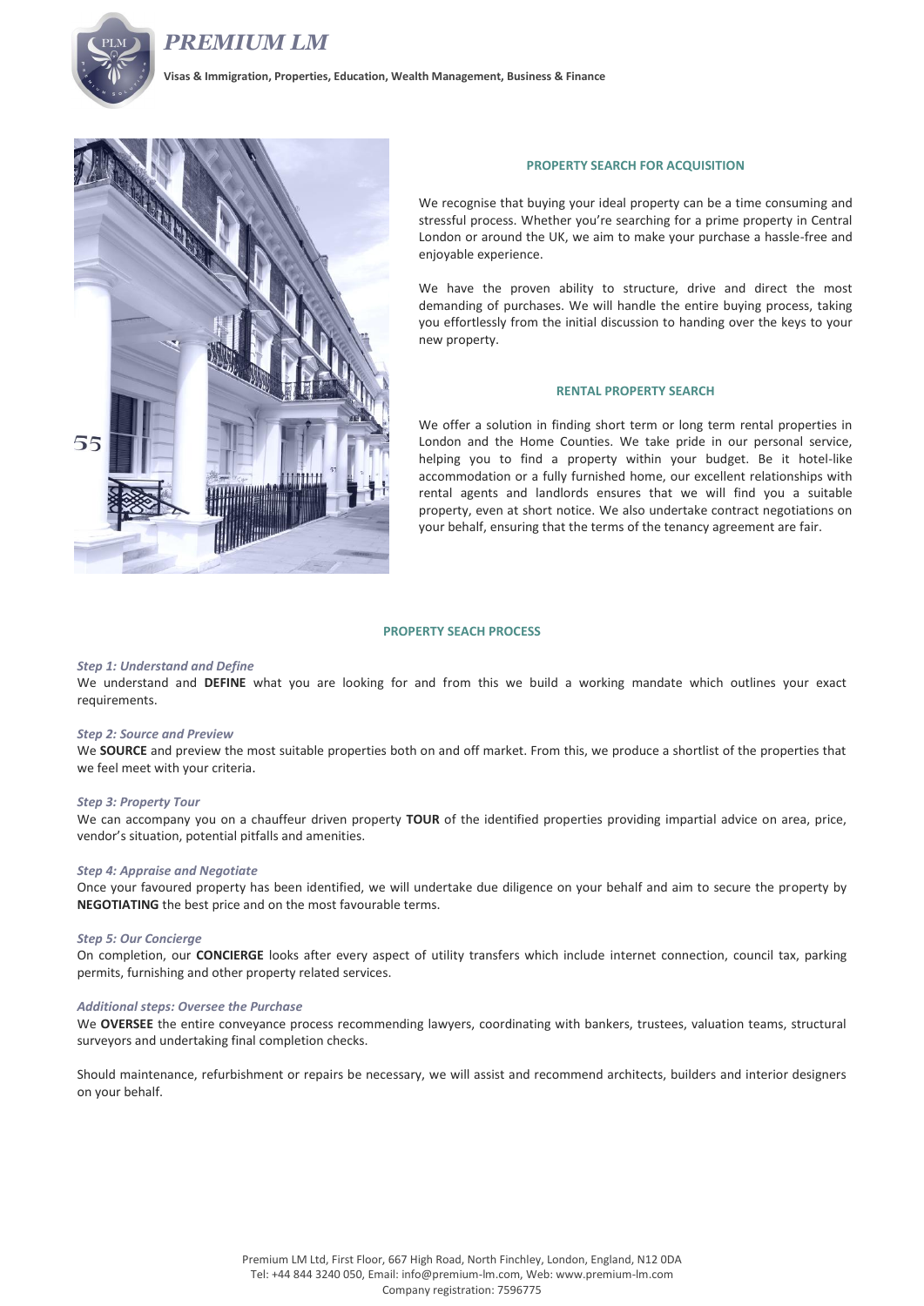# PREMIUM LM

**Visas & Immigration, Properties, Education, Wealth Management, Business & Finance**

## PROPERTY SEARCH FOR ACQUISITION

We recognise that buying your ideal property can be a time consuming and stressful process. Whether you're searching for a prime property in Central London or around the UK, we aim to make your purchase a hassle-free and enjoyable experience.

We have the proven ability to structure, drive and direct the most demanding of purchases. We will handle the entire buying process, taking you effortlessly from the initial discussion to handing over the keys to your new property.

## RENTAL PROPERTY SEARCH

We offer a solution in finding short term or long term rental properties in London and the Home Counties. We take pride in our personal service, helping you to find a property within your budget. Be it hotel-like accommodation or a fully furnished home, our excellent relationships with rental agents and landlords ensures that we will find you a suitable property, even at short notice. We also undertake contract negotiations on your behalf, ensuring that the terms of the tenancy agreement are fair.

## PROPERTY SEACH PROCESS

***Step 1: Understand and Define***
We understand and **DEFINE** what you are looking for and from this we build a working mandate which outlines your exact requirements.

***Step 2: Source and Preview***
We **SOURCE** and preview the most suitable properties both on and off market. From this, we produce a shortlist of the properties that we feel meet with your criteria.

***Step 3: Property Tour***
We can accompany you on a chauffeur driven property **TOUR** of the identified properties providing impartial advice on area, price, vendor's situation, potential pitfalls and amenities.

***Step 4: Appraise and Negotiate***
Once your favoured property has been identified, we will undertake due diligence on your behalf and aim to secure the property by **NEGOTIATING** the best price and on the most favourable terms.

***Step 5: Our Concierge***
On completion, our **CONCIERGE** looks after every aspect of utility transfers which include internet connection, council tax, parking permits, furnishing and other property related services.

***Additional steps: Oversee the Purchase***
We **OVERSEE** the entire conveyance process recommending lawyers, coordinating with bankers, trustees, valuation teams, structural surveyors and undertaking final completion checks.

Should maintenance, refurbishment or repairs be necessary, we will assist and recommend architects, builders and interior designers on your behalf.

Premium LM Ltd, First Floor, 667 High Road, North Finchley, London, England, N12 0DA
Tel: +44 844 3240 050, Email: info@premium-lm.com, Web: www.premium-lm.com
Company registration: 7596775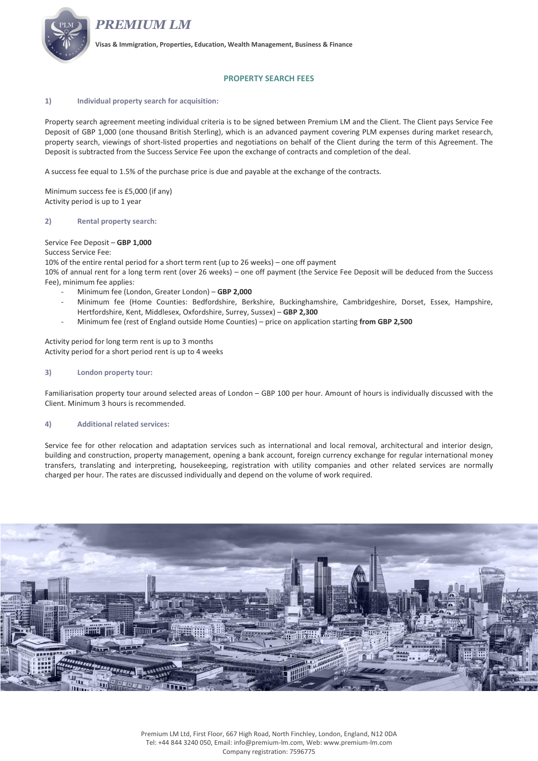# PROPERTY SEARCH FEES

## 1) Individual property search for acquisition:

Property search agreement meeting individual criteria is to be signed between Premium LM and the Client. The Client pays Service Fee Deposit of GBP 1,000 (one thousand British Sterling), which is an advanced payment covering PLM expenses during market research, property search, viewings of short-listed properties and negotiations on behalf of the Client during the term of this Agreement. The Deposit is subtracted from the Success Service Fee upon the exchange of contracts and completion of the deal.

A success fee equal to 1.5% of the purchase price is due and payable at the exchange of the contracts.

Minimum success fee is £5,000 (if any)
Activity period is up to 1 year

## 2) Rental property search:

Service Fee Deposit – **GBP 1,000**
Success Service Fee:
10% of the entire rental period for a short term rent (up to 26 weeks) – one off payment
10% of annual rent for a long term rent (over 26 weeks) – one off payment (the Service Fee Deposit will be deduced from the Success Fee), minimum fee applies:

- Minimum fee (London, Greater London) – **GBP 2,000**
- Minimum fee (Home Counties: Bedfordshire, Berkshire, Buckinghamshire, Cambridgeshire, Dorset, Essex, Hampshire, Hertfordshire, Kent, Middlesex, Oxfordshire, Surrey, Sussex) – **GBP 2,300**
- Minimum fee (rest of England outside Home Counties) – price on application starting **from GBP 2,500**

Activity period for long term rent is up to 3 months
Activity period for a short period rent is up to 4 weeks

## 3) London property tour:

Familiarisation property tour around selected areas of London – GBP 100 per hour. Amount of hours is individually discussed with the Client. Minimum 3 hours is recommended.

## 4) Additional related services:

Service fee for other relocation and adaptation services such as international and local removal, architectural and interior design, building and construction, property management, opening a bank account, foreign currency exchange for regular international money transfers, translating and interpreting, housekeeping, registration with utility companies and other related services are normally charged per hour. The rates are discussed individually and depend on the volume of work required.